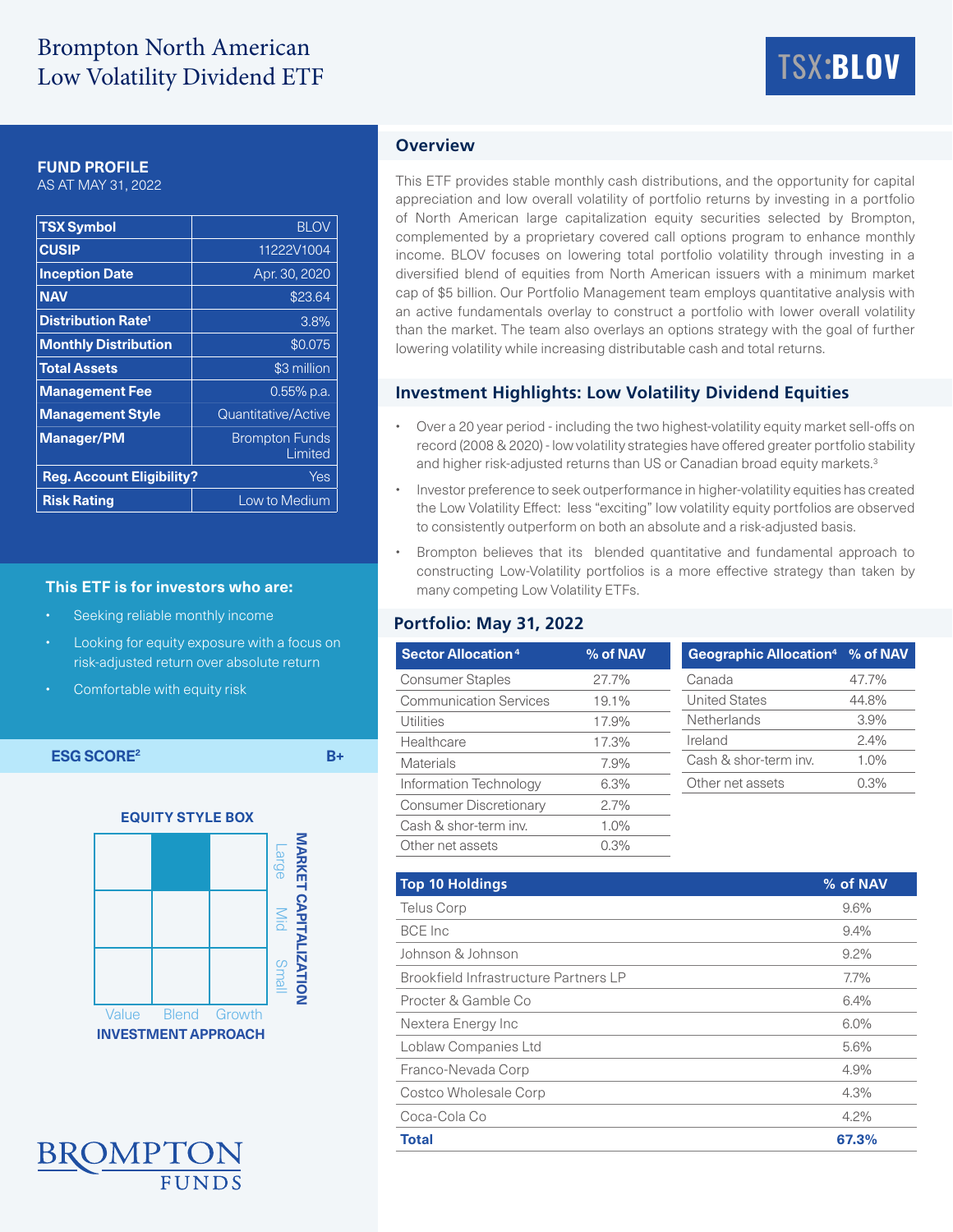# Brompton North American Low Volatility Dividend ETF

TSX:BLOV

## FUND PROFILE

AS AT MAY 31, 2022

| TSX Symbol | BLOV |
|---|---|
| CUSIP | 11222V1004 |
| Inception Date | Apr. 30, 2020 |
| NAV | $23.64 |
| Distribution Rate[1] | 3.8% |
| Monthly Distribution | $0.075 |
| Total Assets | $3 million |
| Management Fee | 0.55% p.a. |
| Management Style | Quantitative/Active |
| Manager/PM | Brompton Funds Limited |
| Reg. Account Eligibility? | Yes |
| Risk Rating | Low to Medium |

### This ETF is for investors who are:

- Seeking reliable monthly income
- Looking for equity exposure with a focus on risk-adjusted return over absolute return
- Comfortable with equity risk

**ESG SCORE[2]** B+

**EQUITY STYLE BOX**

MARKET CAPITALIZATION: Large, Mid, Small

INVESTMENT APPROACH: Value, Blend, Growth

## Overview

This ETF provides stable monthly cash distributions, and the opportunity for capital appreciation and low overall volatility of portfolio returns by investing in a portfolio of North American large capitalization equity securities selected by Brompton, complemented by a proprietary covered call options program to enhance monthly income. BLOV focuses on lowering total portfolio volatility through investing in a diversified blend of equities from North American issuers with a minimum market cap of $5 billion. Our Portfolio Management team employs quantitative analysis with an active fundamentals overlay to construct a portfolio with lower overall volatility than the market. The team also overlays an options strategy with the goal of further lowering volatility while increasing distributable cash and total returns.

## Investment Highlights: Low Volatility Dividend Equities

- Over a 20 year period - including the two highest-volatility equity market sell-offs on record (2008 & 2020) - low volatility strategies have offered greater portfolio stability and higher risk-adjusted returns than US or Canadian broad equity markets.[3]
- Investor preference to seek outperformance in higher-volatility equities has created the Low Volatility Effect: less "exciting" low volatility equity portfolios are observed to consistently outperform on both an absolute and a risk-adjusted basis.
- Brompton believes that its blended quantitative and fundamental approach to constructing Low-Volatility portfolios is a more effective strategy than taken by many competing Low Volatility ETFs.

## Portfolio: May 31, 2022

| Sector Allocation[4] | % of NAV |
|---|---|
| Consumer Staples | 27.7% |
| Communication Services | 19.1% |
| Utilities | 17.9% |
| Healthcare | 17.3% |
| Materials | 7.9% |
| Information Technology | 6.3% |
| Consumer Discretionary | 2.7% |
| Cash & shor-term inv. | 1.0% |
| Other net assets | 0.3% |

| Geographic Allocation[4] | % of NAV |
|---|---|
| Canada | 47.7% |
| United States | 44.8% |
| Netherlands | 3.9% |
| Ireland | 2.4% |
| Cash & shor-term inv. | 1.0% |
| Other net assets | 0.3% |

| Top 10 Holdings | % of NAV |
|---|---|
| Telus Corp | 9.6% |
| BCE Inc | 9.4% |
| Johnson & Johnson | 9.2% |
| Brookfield Infrastructure Partners LP | 7.7% |
| Procter & Gamble Co | 6.4% |
| Nextera Energy Inc | 6.0% |
| Loblaw Companies Ltd | 5.6% |
| Franco-Nevada Corp | 4.9% |
| Costco Wholesale Corp | 4.3% |
| Coca-Cola Co | 4.2% |
| **Total** | **67.3%** |

BROMPTON FUNDS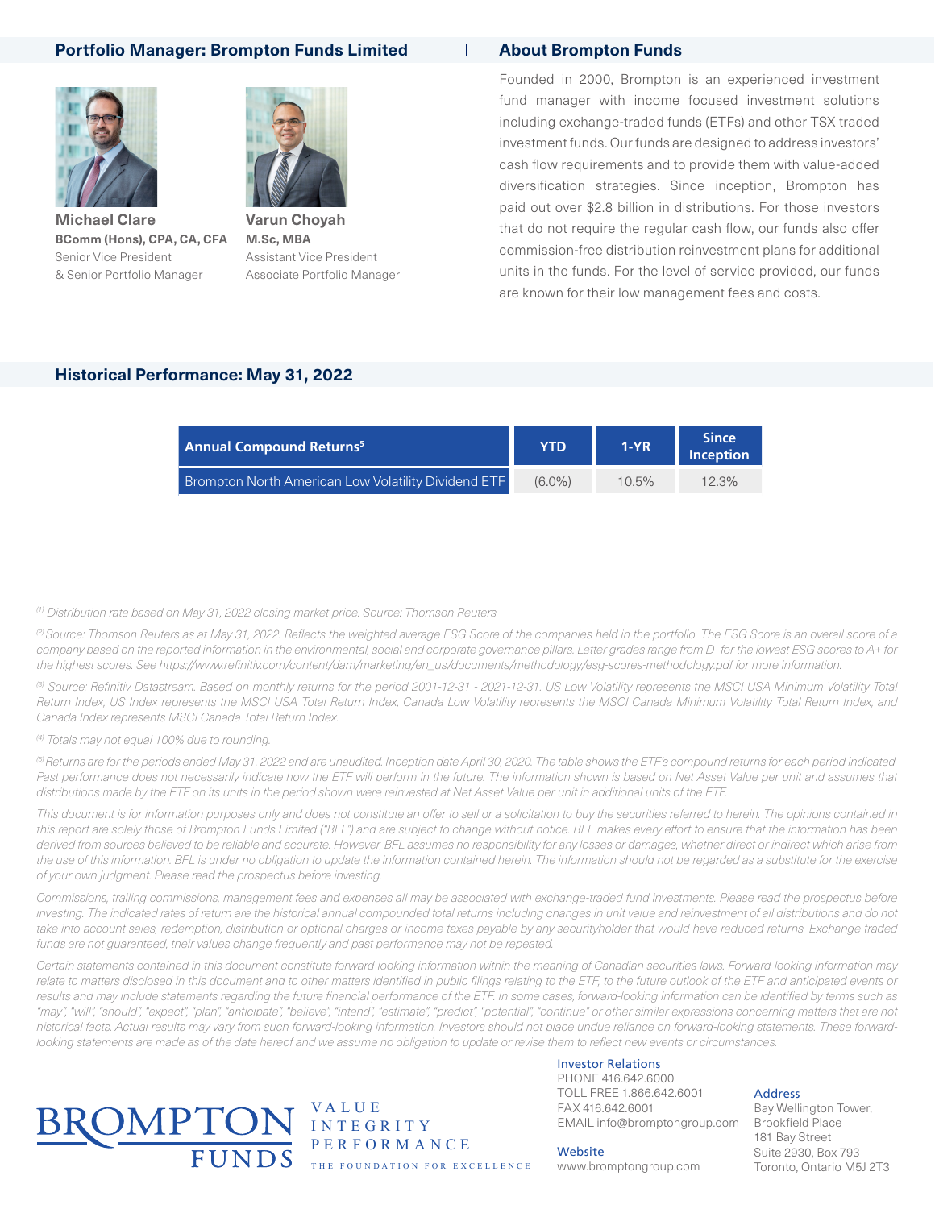## Portfolio Manager: Brompton Funds Limited

**Michael Clare**
**BComm (Hons), CPA, CA, CFA**
Senior Vice President
& Senior Portfolio Manager

**Varun Choyah**
**M.Sc, MBA**
Assistant Vice President
Associate Portfolio Manager

## About Brompton Funds

Founded in 2000, Brompton is an experienced investment fund manager with income focused investment solutions including exchange-traded funds (ETFs) and other TSX traded investment funds. Our funds are designed to address investors' cash flow requirements and to provide them with value-added diversification strategies. Since inception, Brompton has paid out over $2.8 billion in distributions. For those investors that do not require the regular cash flow, our funds also offer commission-free distribution reinvestment plans for additional units in the funds. For the level of service provided, our funds are known for their low management fees and costs.

## Historical Performance: May 31, 2022

| Annual Compound Returns[5] | YTD | 1-YR | Since Inception |
|---|---|---|---|
| Brompton North American Low Volatility Dividend ETF | (6.0%) | 10.5% | 12.3% |

*[1] Distribution rate based on May 31, 2022 closing market price. Source: Thomson Reuters.*

*[2] Source: Thomson Reuters as at May 31, 2022. Reflects the weighted average ESG Score of the companies held in the portfolio. The ESG Score is an overall score of a company based on the reported information in the environmental, social and corporate governance pillars. Letter grades range from D- for the lowest ESG scores to A+ for the highest scores. See https://www.refinitiv.com/content/dam/marketing/en_us/documents/methodology/esg-scores-methodology.pdf for more information.*

*[3] Source: Refinitiv Datastream. Based on monthly returns for the period 2001-12-31 - 2021-12-31. US Low Volatility represents the MSCI USA Minimum Volatility Total Return Index, US Index represents the MSCI USA Total Return Index, Canada Low Volatility represents the MSCI Canada Minimum Volatility Total Return Index, and Canada Index represents MSCI Canada Total Return Index.*

*[4] Totals may not equal 100% due to rounding.*

*[5] Returns are for the periods ended May 31, 2022 and are unaudited. Inception date April 30, 2020. The table shows the ETF's compound returns for each period indicated. Past performance does not necessarily indicate how the ETF will perform in the future. The information shown is based on Net Asset Value per unit and assumes that distributions made by the ETF on its units in the period shown were reinvested at Net Asset Value per unit in additional units of the ETF.*

*This document is for information purposes only and does not constitute an offer to sell or a solicitation to buy the securities referred to herein. The opinions contained in this report are solely those of Brompton Funds Limited ("BFL") and are subject to change without notice. BFL makes every effort to ensure that the information has been derived from sources believed to be reliable and accurate. However, BFL assumes no responsibility for any losses or damages, whether direct or indirect which arise from the use of this information. BFL is under no obligation to update the information contained herein. The information should not be regarded as a substitute for the exercise of your own judgment. Please read the prospectus before investing.*

*Commissions, trailing commissions, management fees and expenses all may be associated with exchange-traded fund investments. Please read the prospectus before investing. The indicated rates of return are the historical annual compounded total returns including changes in unit value and reinvestment of all distributions and do not take into account sales, redemption, distribution or optional charges or income taxes payable by any securityholder that would have reduced returns. Exchange traded funds are not guaranteed, their values change frequently and past performance may not be repeated.*

*Certain statements contained in this document constitute forward-looking information within the meaning of Canadian securities laws. Forward-looking information may relate to matters disclosed in this document and to other matters identified in public filings relating to the ETF, to the future outlook of the ETF and anticipated events or results and may include statements regarding the future financial performance of the ETF. In some cases, forward-looking information can be identified by terms such as "may", "will", "should", "expect", "plan", "anticipate", "believe", "intend", "estimate", "predict", "potential", "continue" or other similar expressions concerning matters that are not historical facts. Actual results may vary from such forward-looking information. Investors should not place undue reliance on forward-looking statements. These forward-looking statements are made as of the date hereof and we assume no obligation to update or revise them to reflect new events or circumstances.*

BROMPTON FUNDS

VALUE
INTEGRITY
PERFORMANCE
THE FOUNDATION FOR EXCELLENCE

**Investor Relations**
PHONE 416.642.6000
TOLL FREE 1.866.642.6001
FAX 416.642.6001
EMAIL info@bromptongroup.com

**Website**
www.bromptongroup.com

**Address**
Bay Wellington Tower,
Brookfield Place
181 Bay Street
Suite 2930, Box 793
Toronto, Ontario M5J 2T3